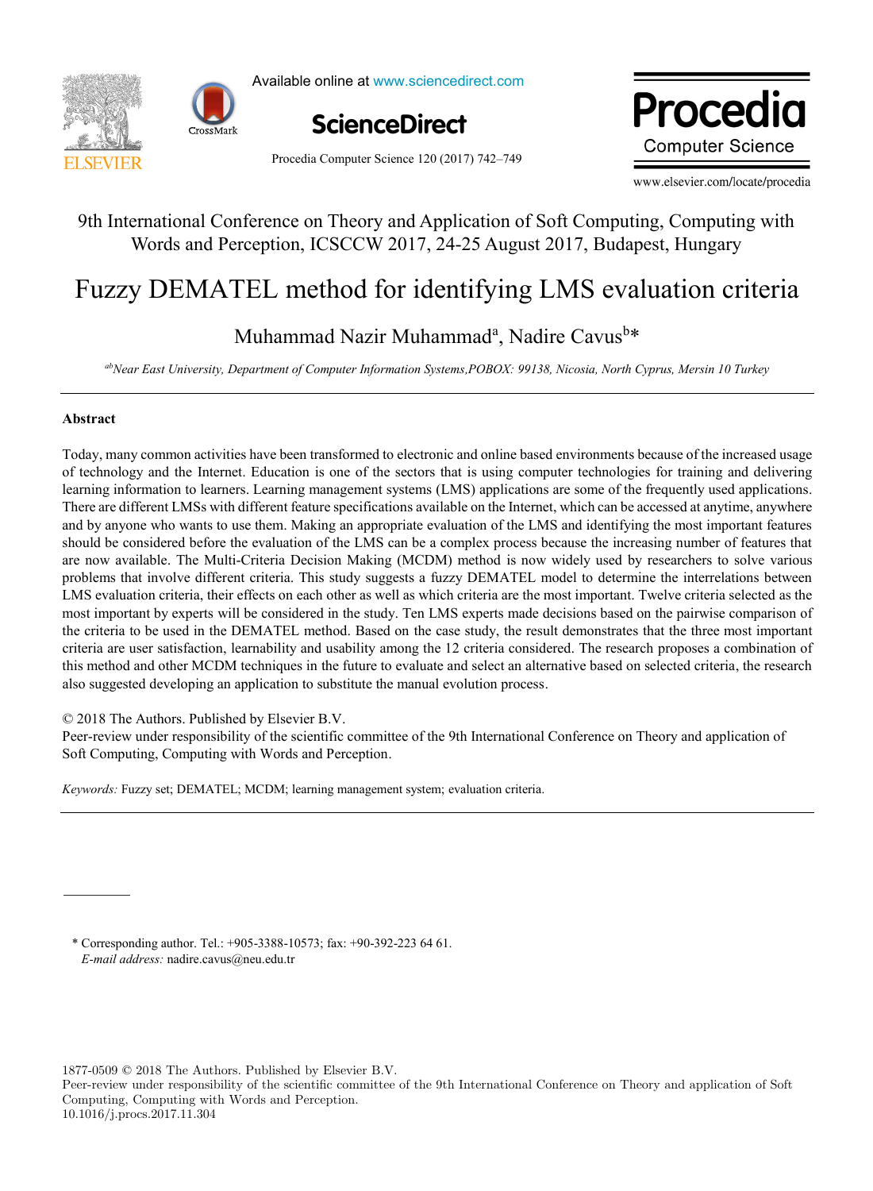9th International Conference on Theory and Application of Soft Computing, Computing with Words and Perception, ICSCCW 2017, 24-25 August 2017, Budapest, Hungary

# Fuzzy DEMATEL method for identifying LMS evaluation criteria

Muhammad Nazir Muhammad[a], Nadire Cavus[b]*

*[ab]Near East University, Department of Computer Information Systems,POBOX: 99138, Nicosia, North Cyprus, Mersin 10 Turkey*

## Abstract

Today, many common activities have been transformed to electronic and online based environments because of the increased usage of technology and the Internet. Education is one of the sectors that is using computer technologies for training and delivering learning information to learners. Learning management systems (LMS) applications are some of the frequently used applications. There are different LMSs with different feature specifications available on the Internet, which can be accessed at anytime, anywhere and by anyone who wants to use them. Making an appropriate evaluation of the LMS and identifying the most important features should be considered before the evaluation of the LMS can be a complex process because the increasing number of features that are now available. The Multi-Criteria Decision Making (MCDM) method is now widely used by researchers to solve various problems that involve different criteria. This study suggests a fuzzy DEMATEL model to determine the interrelations between LMS evaluation criteria, their effects on each other as well as which criteria are the most important. Twelve criteria selected as the most important by experts will be considered in the study. Ten LMS experts made decisions based on the pairwise comparison of the criteria to be used in the DEMATEL method. Based on the case study, the result demonstrates that the three most important criteria are user satisfaction, learnability and usability among the 12 criteria considered. The research proposes a combination of this method and other MCDM techniques in the future to evaluate and select an alternative based on selected criteria, the research also suggested developing an application to substitute the manual evolution process.

© 2018 The Authors. Published by Elsevier B.V.
Peer-review under responsibility of the scientific committee of the 9th International Conference on Theory and application of Soft Computing, Computing with Words and Perception.

*Keywords:* Fuzzy set; DEMATEL; MCDM; learning management system; evaluation criteria.

---

\* Corresponding author. Tel.: +905-3388-10573; fax: +90-392-223 64 61.
*E-mail address:* nadire.cavus@neu.edu.tr

1877-0509 © 2018 The Authors. Published by Elsevier B.V.
Peer-review under responsibility of the scientific committee of the 9th International Conference on Theory and application of Soft Computing, Computing with Words and Perception.
10.1016/j.procs.2017.11.304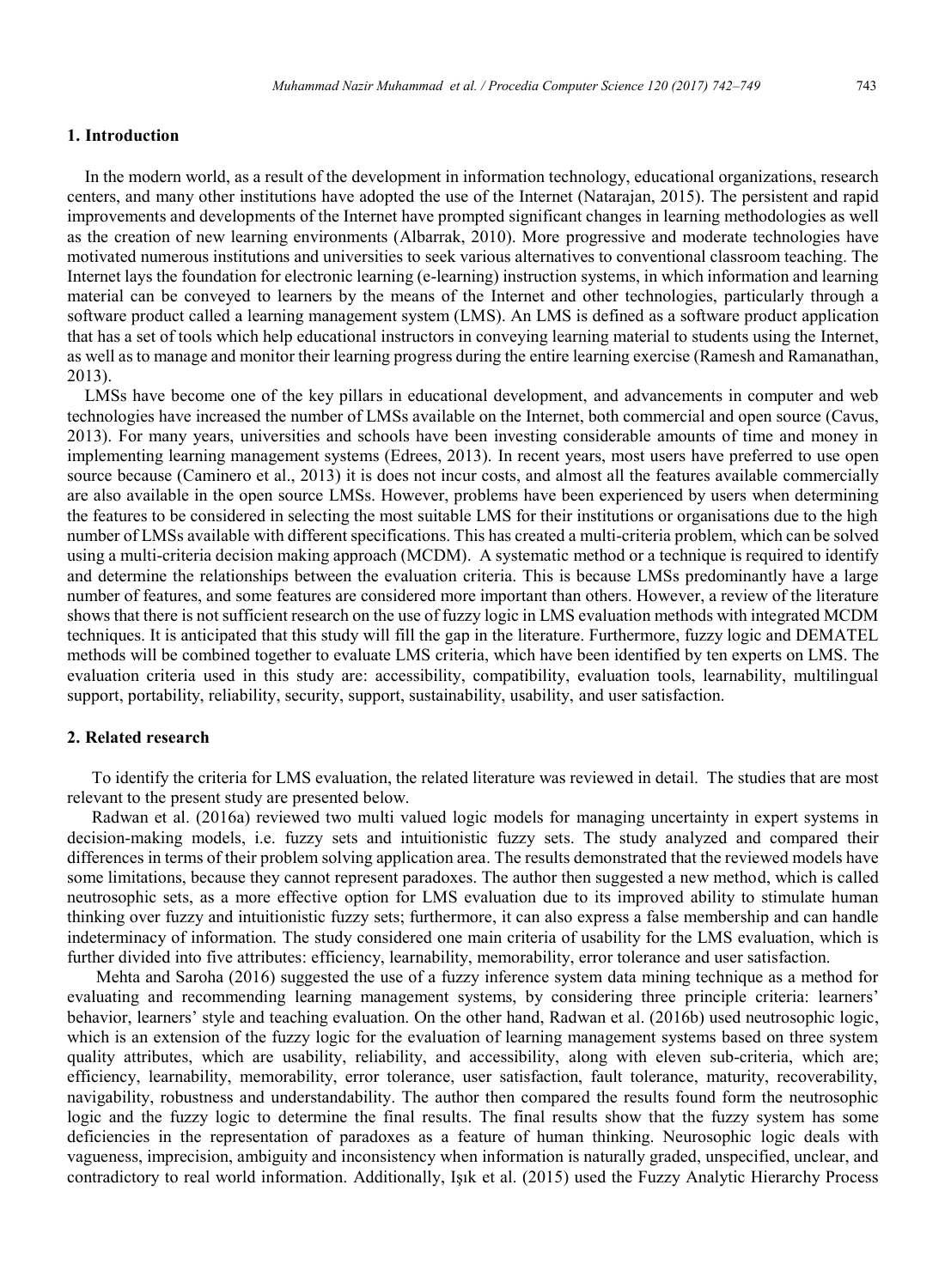## 1. Introduction

In the modern world, as a result of the development in information technology, educational organizations, research centers, and many other institutions have adopted the use of the Internet (Natarajan, 2015). The persistent and rapid improvements and developments of the Internet have prompted significant changes in learning methodologies as well as the creation of new learning environments (Albarrak, 2010). More progressive and moderate technologies have motivated numerous institutions and universities to seek various alternatives to conventional classroom teaching. The Internet lays the foundation for electronic learning (e-learning) instruction systems, in which information and learning material can be conveyed to learners by the means of the Internet and other technologies, particularly through a software product called a learning management system (LMS). An LMS is defined as a software product application that has a set of tools which help educational instructors in conveying learning material to students using the Internet, as well as to manage and monitor their learning progress during the entire learning exercise (Ramesh and Ramanathan, 2013).

LMSs have become one of the key pillars in educational development, and advancements in computer and web technologies have increased the number of LMSs available on the Internet, both commercial and open source (Cavus, 2013). For many years, universities and schools have been investing considerable amounts of time and money in implementing learning management systems (Edrees, 2013). In recent years, most users have preferred to use open source because (Caminero et al., 2013) it is does not incur costs, and almost all the features available commercially are also available in the open source LMSs. However, problems have been experienced by users when determining the features to be considered in selecting the most suitable LMS for their institutions or organisations due to the high number of LMSs available with different specifications. This has created a multi-criteria problem, which can be solved using a multi-criteria decision making approach (MCDM). A systematic method or a technique is required to identify and determine the relationships between the evaluation criteria. This is because LMSs predominantly have a large number of features, and some features are considered more important than others. However, a review of the literature shows that there is not sufficient research on the use of fuzzy logic in LMS evaluation methods with integrated MCDM techniques. It is anticipated that this study will fill the gap in the literature. Furthermore, fuzzy logic and DEMATEL methods will be combined together to evaluate LMS criteria, which have been identified by ten experts on LMS. The evaluation criteria used in this study are: accessibility, compatibility, evaluation tools, learnability, multilingual support, portability, reliability, security, support, sustainability, usability, and user satisfaction.

## 2. Related research

To identify the criteria for LMS evaluation, the related literature was reviewed in detail. The studies that are most relevant to the present study are presented below.

Radwan et al. (2016a) reviewed two multi valued logic models for managing uncertainty in expert systems in decision-making models, i.e. fuzzy sets and intuitionistic fuzzy sets. The study analyzed and compared their differences in terms of their problem solving application area. The results demonstrated that the reviewed models have some limitations, because they cannot represent paradoxes. The author then suggested a new method, which is called neutrosophic sets, as a more effective option for LMS evaluation due to its improved ability to stimulate human thinking over fuzzy and intuitionistic fuzzy sets; furthermore, it can also express a false membership and can handle indeterminacy of information. The study considered one main criteria of usability for the LMS evaluation, which is further divided into five attributes: efficiency, learnability, memorability, error tolerance and user satisfaction.

Mehta and Saroha (2016) suggested the use of a fuzzy inference system data mining technique as a method for evaluating and recommending learning management systems, by considering three principle criteria: learners' behavior, learners' style and teaching evaluation. On the other hand, Radwan et al. (2016b) used neutrosophic logic, which is an extension of the fuzzy logic for the evaluation of learning management systems based on three system quality attributes, which are usability, reliability, and accessibility, along with eleven sub-criteria, which are; efficiency, learnability, memorability, error tolerance, user satisfaction, fault tolerance, maturity, recoverability, navigability, robustness and understandability. The author then compared the results found form the neutrosophic logic and the fuzzy logic to determine the final results. The final results show that the fuzzy system has some deficiencies in the representation of paradoxes as a feature of human thinking. Neurosophic logic deals with vagueness, imprecision, ambiguity and inconsistency when information is naturally graded, unspecified, unclear, and contradictory to real world information. Additionally, Işık et al. (2015) used the Fuzzy Analytic Hierarchy Process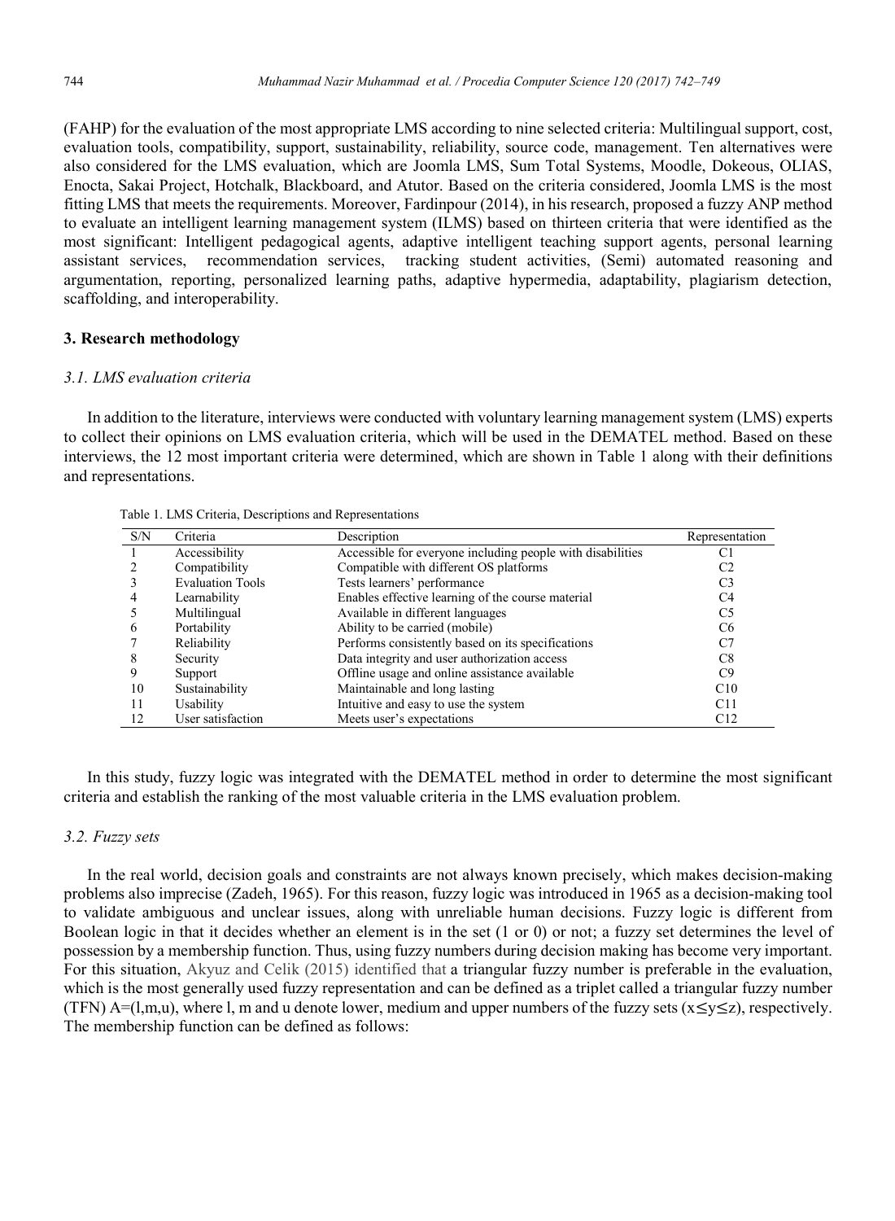(FAHP) for the evaluation of the most appropriate LMS according to nine selected criteria: Multilingual support, cost, evaluation tools, compatibility, support, sustainability, reliability, source code, management. Ten alternatives were also considered for the LMS evaluation, which are Joomla LMS, Sum Total Systems, Moodle, Dokeous, OLIAS, Enocta, Sakai Project, Hotchalk, Blackboard, and Atutor. Based on the criteria considered, Joomla LMS is the most fitting LMS that meets the requirements. Moreover, Fardinpour (2014), in his research, proposed a fuzzy ANP method to evaluate an intelligent learning management system (ILMS) based on thirteen criteria that were identified as the most significant: Intelligent pedagogical agents, adaptive intelligent teaching support agents, personal learning assistant services, recommendation services, tracking student activities, (Semi) automated reasoning and argumentation, reporting, personalized learning paths, adaptive hypermedia, adaptability, plagiarism detection, scaffolding, and interoperability.

## 3. Research methodology

### *3.1. LMS evaluation criteria*

In addition to the literature, interviews were conducted with voluntary learning management system (LMS) experts to collect their opinions on LMS evaluation criteria, which will be used in the DEMATEL method. Based on these interviews, the 12 most important criteria were determined, which are shown in Table 1 along with their definitions and representations.

Table 1. LMS Criteria, Descriptions and Representations

| S/N | Criteria | Description | Representation |
|---|---|---|---|
| 1 | Accessibility | Accessible for everyone including people with disabilities | C1 |
| 2 | Compatibility | Compatible with different OS platforms | C2 |
| 3 | Evaluation Tools | Tests learners' performance | C3 |
| 4 | Learnability | Enables effective learning of the course material | C4 |
| 5 | Multilingual | Available in different languages | C5 |
| 6 | Portability | Ability to be carried (mobile) | C6 |
| 7 | Reliability | Performs consistently based on its specifications | C7 |
| 8 | Security | Data integrity and user authorization access | C8 |
| 9 | Support | Offline usage and online assistance available | C9 |
| 10 | Sustainability | Maintainable and long lasting | C10 |
| 11 | Usability | Intuitive and easy to use the system | C11 |
| 12 | User satisfaction | Meets user's expectations | C12 |

In this study, fuzzy logic was integrated with the DEMATEL method in order to determine the most significant criteria and establish the ranking of the most valuable criteria in the LMS evaluation problem.

### *3.2. Fuzzy sets*

In the real world, decision goals and constraints are not always known precisely, which makes decision-making problems also imprecise (Zadeh, 1965). For this reason, fuzzy logic was introduced in 1965 as a decision-making tool to validate ambiguous and unclear issues, along with unreliable human decisions. Fuzzy logic is different from Boolean logic in that it decides whether an element is in the set (1 or 0) or not; a fuzzy set determines the level of possession by a membership function. Thus, using fuzzy numbers during decision making has become very important. For this situation, Akyuz and Celik (2015) identified that a triangular fuzzy number is preferable in the evaluation, which is the most generally used fuzzy representation and can be defined as a triplet called a triangular fuzzy number (TFN) $A=(l,m,u)$, where l, m and u denote lower, medium and upper numbers of the fuzzy sets ($x \leq y \leq z$), respectively. The membership function can be defined as follows: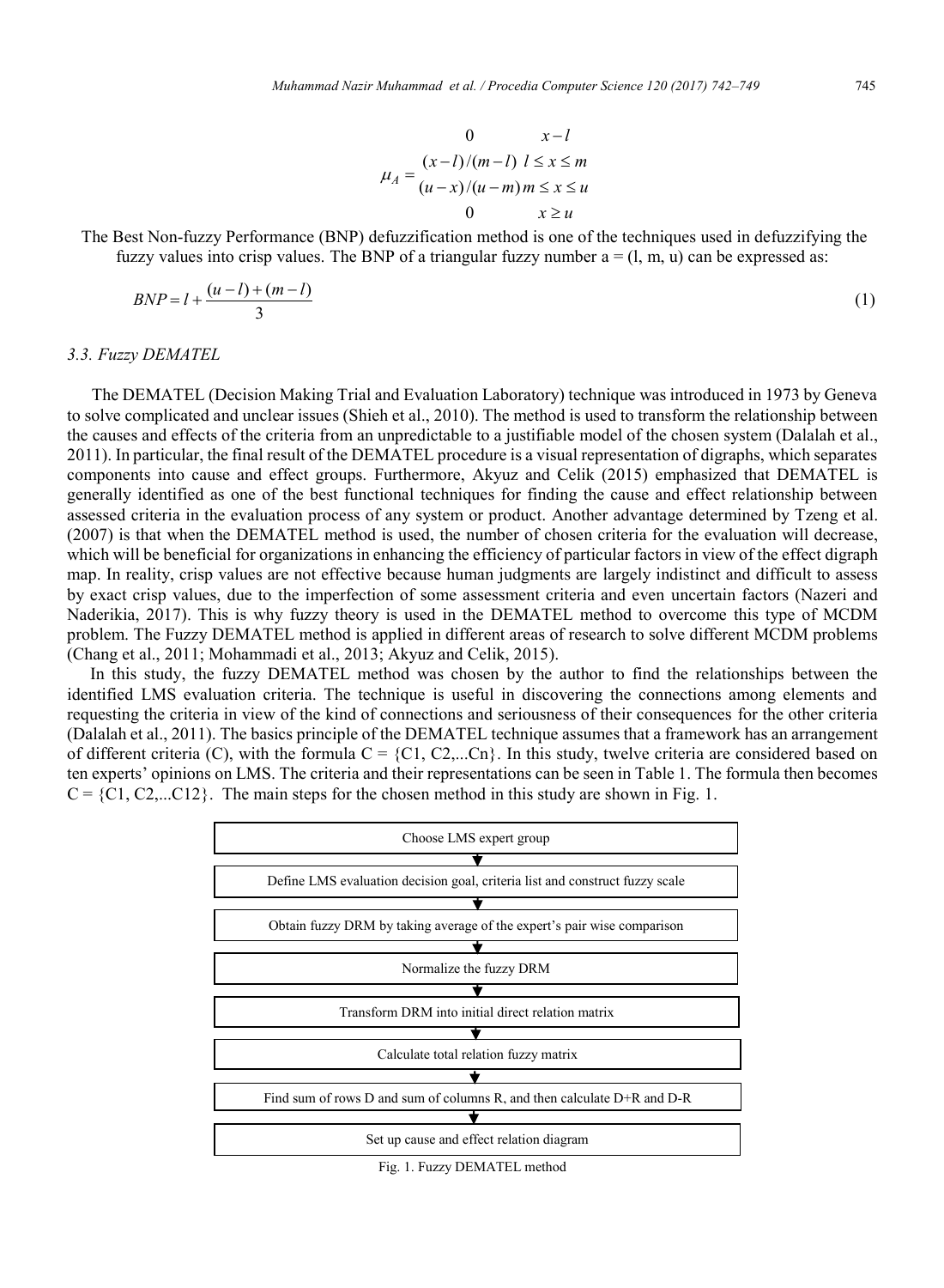$$
\mu_A = \begin{cases} 0 & x - l \\ (x-l)/(m-l) & l \le x \le m \\ (u-x)/(u-m) & m \le x \le u \\ 0 & x \ge u \end{cases}
$$

The Best Non-fuzzy Performance (BNP) defuzzification method is one of the techniques used in defuzzifying the fuzzy values into crisp values. The BNP of a triangular fuzzy number a = (l, m, u) can be expressed as:

$$
BNP = l + \frac{(u-l)+(m-l)}{3} \tag{1}
$$

### 3.3. Fuzzy DEMATEL

The DEMATEL (Decision Making Trial and Evaluation Laboratory) technique was introduced in 1973 by Geneva to solve complicated and unclear issues (Shieh et al., 2010). The method is used to transform the relationship between the causes and effects of the criteria from an unpredictable to a justifiable model of the chosen system (Dalalah et al., 2011). In particular, the final result of the DEMATEL procedure is a visual representation of digraphs, which separates components into cause and effect groups. Furthermore, Akyuz and Celik (2015) emphasized that DEMATEL is generally identified as one of the best functional techniques for finding the cause and effect relationship between assessed criteria in the evaluation process of any system or product. Another advantage determined by Tzeng et al. (2007) is that when the DEMATEL method is used, the number of chosen criteria for the evaluation will decrease, which will be beneficial for organizations in enhancing the efficiency of particular factors in view of the effect digraph map. In reality, crisp values are not effective because human judgments are largely indistinct and difficult to assess by exact crisp values, due to the imperfection of some assessment criteria and even uncertain factors (Nazeri and Naderikia, 2017). This is why fuzzy theory is used in the DEMATEL method to overcome this type of MCDM problem. The Fuzzy DEMATEL method is applied in different areas of research to solve different MCDM problems (Chang et al., 2011; Mohammadi et al., 2013; Akyuz and Celik, 2015).

In this study, the fuzzy DEMATEL method was chosen by the author to find the relationships between the identified LMS evaluation criteria. The technique is useful in discovering the connections among elements and requesting the criteria in view of the kind of connections and seriousness of their consequences for the other criteria (Dalalah et al., 2011). The basics principle of the DEMATEL technique assumes that a framework has an arrangement of different criteria (C), with the formula C = {C1, C2,...Cn}. In this study, twelve criteria are considered based on ten experts' opinions on LMS. The criteria and their representations can be seen in Table 1. The formula then becomes C = {C1, C2,...C12}. The main steps for the chosen method in this study are shown in Fig. 1.

Choose LMS expert group
↓
Define LMS evaluation decision goal, criteria list and construct fuzzy scale
↓
Obtain fuzzy DRM by taking average of the expert's pair wise comparison
↓
Normalize the fuzzy DRM
↓
Transform DRM into initial direct relation matrix
↓
Calculate total relation fuzzy matrix
↓
Find sum of rows D and sum of columns R, and then calculate D+R and D-R
↓
Set up cause and effect relation diagram

Fig. 1. Fuzzy DEMATEL method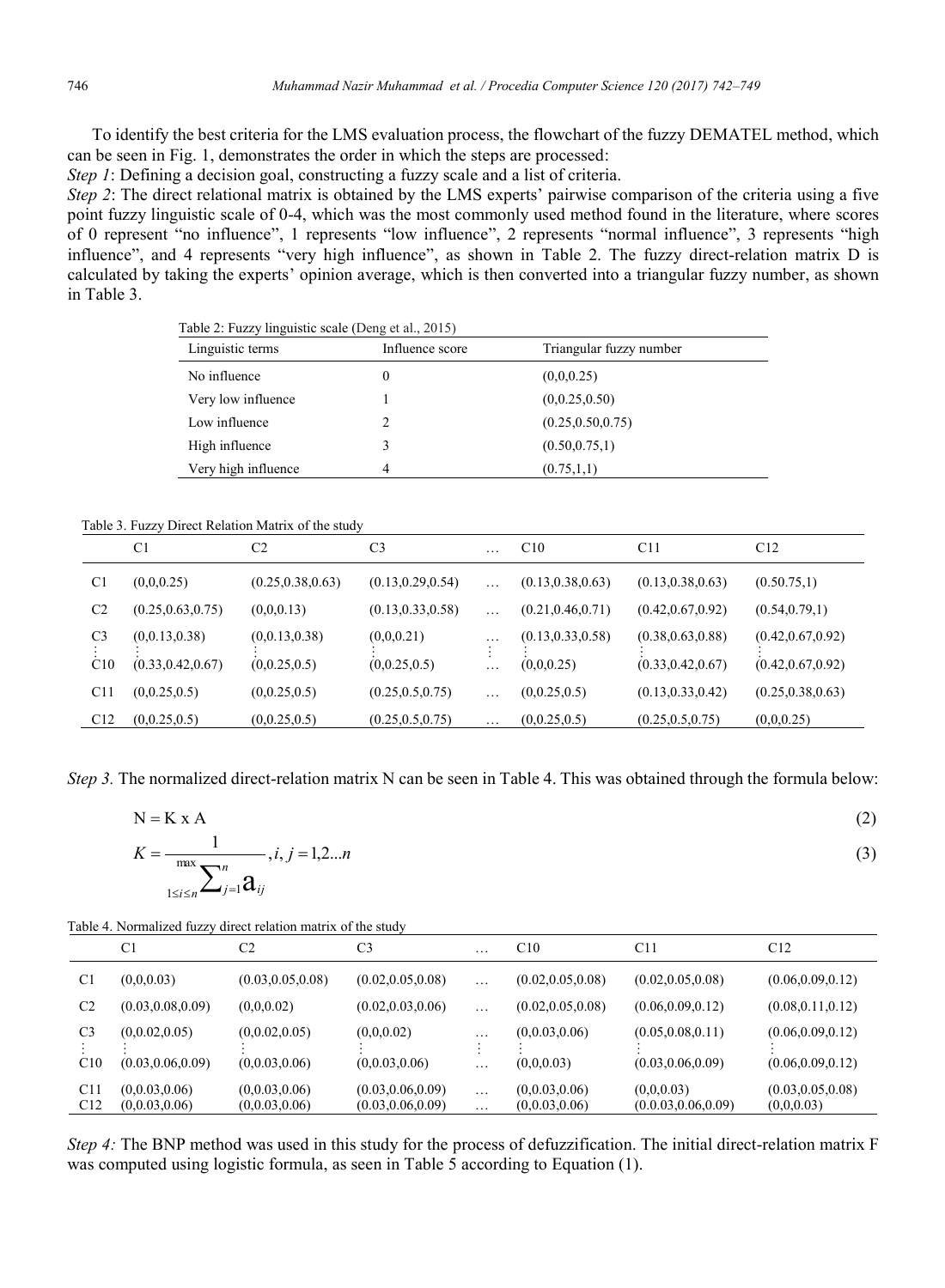To identify the best criteria for the LMS evaluation process, the flowchart of the fuzzy DEMATEL method, which can be seen in Fig. 1, demonstrates the order in which the steps are processed:

*Step 1*: Defining a decision goal, constructing a fuzzy scale and a list of criteria.

*Step 2*: The direct relational matrix is obtained by the LMS experts' pairwise comparison of the criteria using a five point fuzzy linguistic scale of 0-4, which was the most commonly used method found in the literature, where scores of 0 represent "no influence", 1 represents "low influence", 2 represents "normal influence", 3 represents "high influence", and 4 represents "very high influence", as shown in Table 2. The fuzzy direct-relation matrix D is calculated by taking the experts' opinion average, which is then converted into a triangular fuzzy number, as shown in Table 3.

Table 2: Fuzzy linguistic scale (Deng et al., 2015)

| Linguistic terms | Influence score | Triangular fuzzy number |
|---|---|---|
| No influence | 0 | (0,0,0.25) |
| Very low influence | 1 | (0,0.25,0.50) |
| Low influence | 2 | (0.25,0.50,0.75) |
| High influence | 3 | (0.50,0.75,1) |
| Very high influence | 4 | (0.75,1,1) |

Table 3. Fuzzy Direct Relation Matrix of the study

| | C1 | C2 | C3 | … | C10 | C11 | C12 |
|---|---|---|---|---|---|---|---|
| C1 | (0,0,0.25) | (0.25,0.38,0.63) | (0.13,0.29,0.54) | … | (0.13,0.38,0.63) | (0.13,0.38,0.63) | (0.50.75,1) |
| C2 | (0.25,0.63,0.75) | (0,0,0.13) | (0.13,0.33,0.58) | … | (0.21,0.46,0.71) | (0.42,0.67,0.92) | (0.54,0.79,1) |
| C3 | (0,0.13,0.38) | (0,0.13,0.38) | (0,0,0.21) | … | (0.13,0.33,0.58) | (0.38,0.63,0.88) | (0.42,0.67,0.92) |
| ⋮ | ⋮ | ⋮ | ⋮ | ⋮ | ⋮ | ⋮ | ⋮ |
| C10 | (0.33,0.42,0.67) | (0,0.25,0.5) | (0,0.25,0.5) | … | (0,0,0.25) | (0.33,0.42,0.67) | (0.42,0.67,0.92) |
| C11 | (0,0.25,0.5) | (0,0.25,0.5) | (0.25,0.5,0.75) | … | (0,0.25,0.5) | (0.13,0.33,0.42) | (0.25,0.38,0.63) |
| C12 | (0,0.25,0.5) | (0,0.25,0.5) | (0.25,0.5,0.75) | … | (0,0.25,0.5) | (0.25,0.5,0.75) | (0,0,0.25) |

*Step 3.* The normalized direct-relation matrix N can be seen in Table 4. This was obtained through the formula below:

$$N = K \times A \tag{2}$$

$$K = \frac{1}{\max\limits_{1 \le i \le n} \sum_{j=1}^{n} a_{ij}}, i, j = 1,2 \ldots n \tag{3}$$

Table 4. Normalized fuzzy direct relation matrix of the study

| | C1 | C2 | C3 | … | C10 | C11 | C12 |
|---|---|---|---|---|---|---|---|
| C1 | (0,0,0.03) | (0.03,0.05,0.08) | (0.02,0.05,0.08) | … | (0.02,0.05,0.08) | (0.02,0.05,0.08) | (0.06,0.09,0.12) |
| C2 | (0.03,0.08,0.09) | (0,0,0.02) | (0.02,0.03,0.06) | … | (0.02,0.05,0.08) | (0.06,0.09,0.12) | (0.08,0.11,0.12) |
| C3 | (0,0.02,0.05) | (0,0.02,0.05) | (0,0,0.02) | … | (0,0.03,0.06) | (0.05,0.08,0.11) | (0.06,0.09,0.12) |
| ⋮ | ⋮ | ⋮ | ⋮ | ⋮ | ⋮ | ⋮ | ⋮ |
| C10 | (0.03,0.06,0.09) | (0,0.03,0.06) | (0,0.03,0.06) | … | (0,0,0.03) | (0.03,0.06,0.09) | (0.06,0.09,0.12) |
| C11 | (0,0.03,0.06) | (0,0.03,0.06) | (0.03,0.06,0.09) | … | (0,0.03,0.06) | (0,0,0.03) | (0.03,0.05,0.08) |
| C12 | (0,0.03,0.06) | (0,0.03,0.06) | (0.03,0.06,0.09) | … | (0,0.03,0.06) | (0.0.03,0.06,0.09) | (0,0,0.03) |

*Step 4:* The BNP method was used in this study for the process of defuzzification. The initial direct-relation matrix F was computed using logistic formula, as seen in Table 5 according to Equation (1).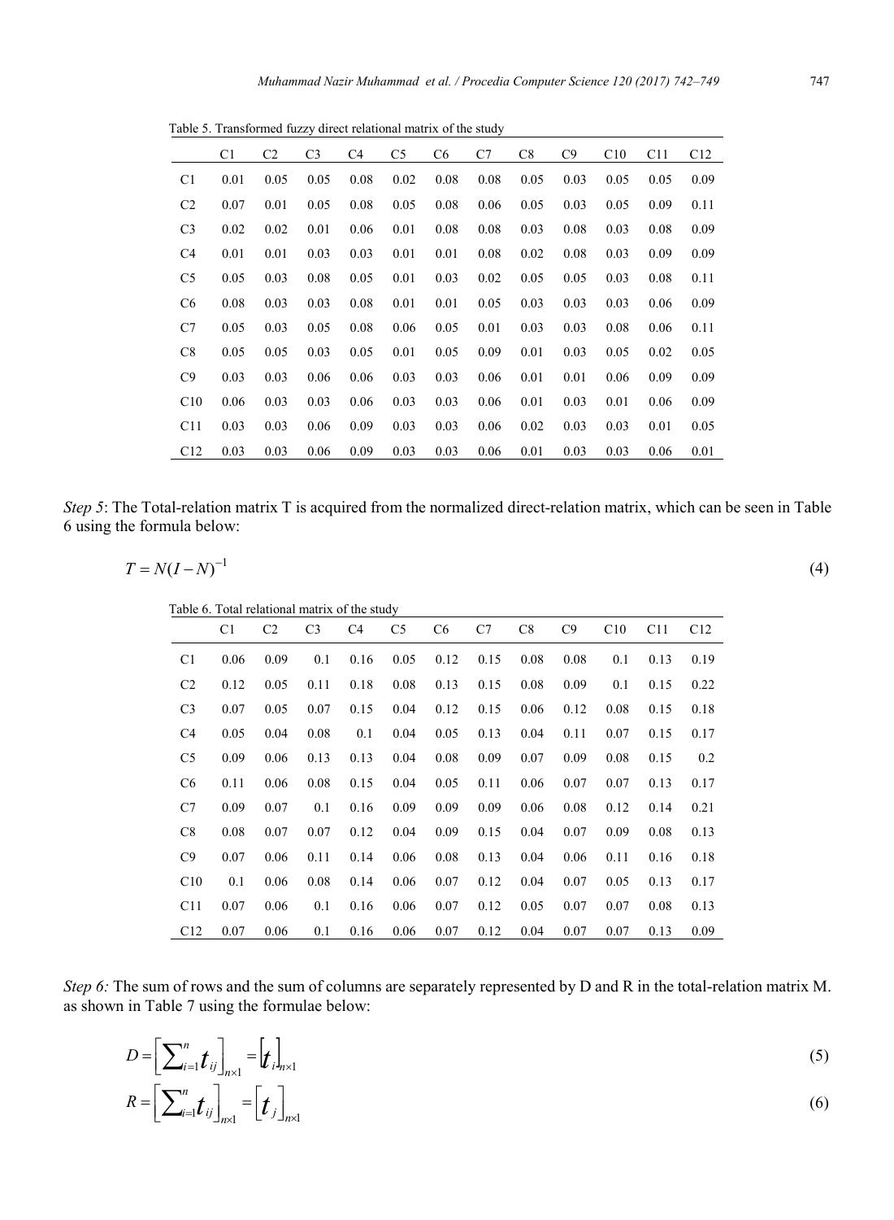Table 5. Transformed fuzzy direct relational matrix of the study

| | C1 | C2 | C3 | C4 | C5 | C6 | C7 | C8 | C9 | C10 | C11 | C12 |
|---|---|---|---|---|---|---|---|---|---|---|---|---|
| C1 | 0.01 | 0.05 | 0.05 | 0.08 | 0.02 | 0.08 | 0.08 | 0.05 | 0.03 | 0.05 | 0.05 | 0.09 |
| C2 | 0.07 | 0.01 | 0.05 | 0.08 | 0.05 | 0.08 | 0.06 | 0.05 | 0.03 | 0.05 | 0.09 | 0.11 |
| C3 | 0.02 | 0.02 | 0.01 | 0.06 | 0.01 | 0.08 | 0.08 | 0.03 | 0.08 | 0.03 | 0.08 | 0.09 |
| C4 | 0.01 | 0.01 | 0.03 | 0.03 | 0.01 | 0.01 | 0.08 | 0.02 | 0.08 | 0.03 | 0.09 | 0.09 |
| C5 | 0.05 | 0.03 | 0.08 | 0.05 | 0.01 | 0.03 | 0.02 | 0.05 | 0.05 | 0.03 | 0.08 | 0.11 |
| C6 | 0.08 | 0.03 | 0.03 | 0.08 | 0.01 | 0.01 | 0.05 | 0.03 | 0.03 | 0.03 | 0.06 | 0.09 |
| C7 | 0.05 | 0.03 | 0.05 | 0.08 | 0.06 | 0.05 | 0.01 | 0.03 | 0.03 | 0.08 | 0.06 | 0.11 |
| C8 | 0.05 | 0.05 | 0.03 | 0.05 | 0.01 | 0.05 | 0.09 | 0.01 | 0.03 | 0.05 | 0.02 | 0.05 |
| C9 | 0.03 | 0.03 | 0.06 | 0.06 | 0.03 | 0.03 | 0.06 | 0.01 | 0.01 | 0.06 | 0.09 | 0.09 |
| C10 | 0.06 | 0.03 | 0.03 | 0.06 | 0.03 | 0.03 | 0.06 | 0.01 | 0.03 | 0.01 | 0.06 | 0.09 |
| C11 | 0.03 | 0.03 | 0.06 | 0.09 | 0.03 | 0.03 | 0.06 | 0.02 | 0.03 | 0.03 | 0.01 | 0.05 |
| C12 | 0.03 | 0.03 | 0.06 | 0.09 | 0.03 | 0.03 | 0.06 | 0.01 | 0.03 | 0.03 | 0.06 | 0.01 |

*Step 5*: The Total-relation matrix T is acquired from the normalized direct-relation matrix, which can be seen in Table 6 using the formula below:

$$T = N(I - N)^{-1} \tag{4}$$

Table 6. Total relational matrix of the study

| | C1 | C2 | C3 | C4 | C5 | C6 | C7 | C8 | C9 | C10 | C11 | C12 |
|---|---|---|---|---|---|---|---|---|---|---|---|---|
| C1 | 0.06 | 0.09 | 0.1 | 0.16 | 0.05 | 0.12 | 0.15 | 0.08 | 0.08 | 0.1 | 0.13 | 0.19 |
| C2 | 0.12 | 0.05 | 0.11 | 0.18 | 0.08 | 0.13 | 0.15 | 0.08 | 0.09 | 0.1 | 0.15 | 0.22 |
| C3 | 0.07 | 0.05 | 0.07 | 0.15 | 0.04 | 0.12 | 0.15 | 0.06 | 0.12 | 0.08 | 0.15 | 0.18 |
| C4 | 0.05 | 0.04 | 0.08 | 0.1 | 0.04 | 0.05 | 0.13 | 0.04 | 0.11 | 0.07 | 0.15 | 0.17 |
| C5 | 0.09 | 0.06 | 0.13 | 0.13 | 0.04 | 0.08 | 0.09 | 0.07 | 0.09 | 0.08 | 0.15 | 0.2 |
| C6 | 0.11 | 0.06 | 0.08 | 0.15 | 0.04 | 0.05 | 0.11 | 0.06 | 0.07 | 0.07 | 0.13 | 0.17 |
| C7 | 0.09 | 0.07 | 0.1 | 0.16 | 0.09 | 0.09 | 0.09 | 0.06 | 0.08 | 0.12 | 0.14 | 0.21 |
| C8 | 0.08 | 0.07 | 0.07 | 0.12 | 0.04 | 0.09 | 0.15 | 0.04 | 0.07 | 0.09 | 0.08 | 0.13 |
| C9 | 0.07 | 0.06 | 0.11 | 0.14 | 0.06 | 0.08 | 0.13 | 0.04 | 0.06 | 0.11 | 0.16 | 0.18 |
| C10 | 0.1 | 0.06 | 0.08 | 0.14 | 0.06 | 0.07 | 0.12 | 0.04 | 0.07 | 0.05 | 0.13 | 0.17 |
| C11 | 0.07 | 0.06 | 0.1 | 0.16 | 0.06 | 0.07 | 0.12 | 0.05 | 0.07 | 0.07 | 0.08 | 0.13 |
| C12 | 0.07 | 0.06 | 0.1 | 0.16 | 0.06 | 0.07 | 0.12 | 0.04 | 0.07 | 0.07 | 0.13 | 0.09 |

*Step 6:* The sum of rows and the sum of columns are separately represented by D and R in the total-relation matrix M. as shown in Table 7 using the formulae below:

$$D = \left[\sum_{i=1}^{n} t_{ij}\right]_{n\times 1} = \left[t_i\right]_{n\times 1} \tag{5}$$

$$R = \left[\sum_{i=1}^{n} t_{ij}\right]_{n\times 1} = \left[t_j\right]_{n\times 1} \tag{6}$$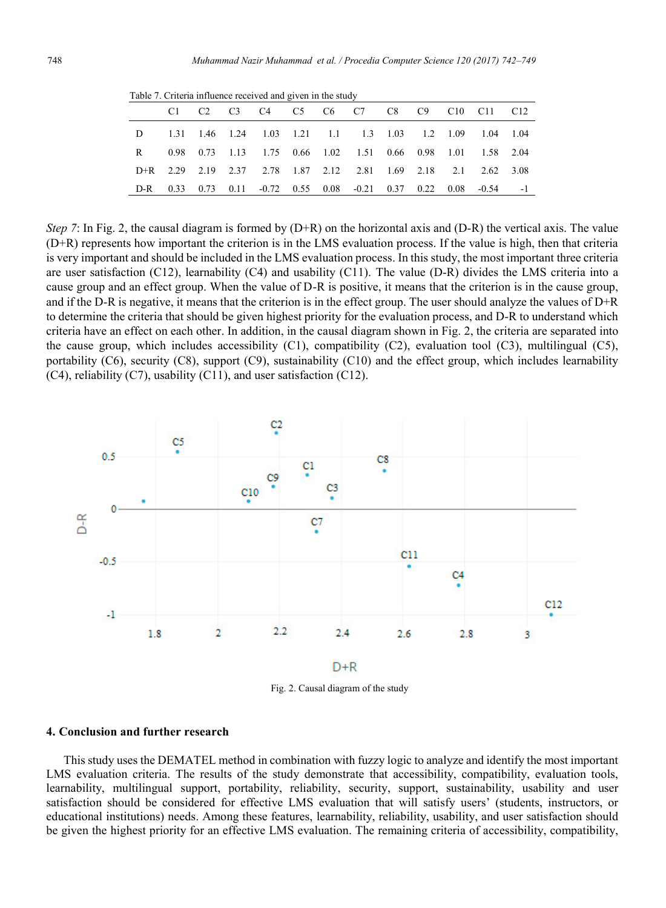Table 7. Criteria influence received and given in the study

| | C1 | C2 | C3 | C4 | C5 | C6 | C7 | C8 | C9 | C10 | C11 | C12 |
|---|---|---|---|---|---|---|---|---|---|---|---|---|
| D | 1.31 | 1.46 | 1.24 | 1.03 | 1.21 | 1.1 | 1.3 | 1.03 | 1.2 | 1.09 | 1.04 | 1.04 |
| R | 0.98 | 0.73 | 1.13 | 1.75 | 0.66 | 1.02 | 1.51 | 0.66 | 0.98 | 1.01 | 1.58 | 2.04 |
| D+R | 2.29 | 2.19 | 2.37 | 2.78 | 1.87 | 2.12 | 2.81 | 1.69 | 2.18 | 2.1 | 2.62 | 3.08 |
| D-R | 0.33 | 0.73 | 0.11 | -0.72 | 0.55 | 0.08 | -0.21 | 0.37 | 0.22 | 0.08 | -0.54 | -1 |

*Step 7*: In Fig. 2, the causal diagram is formed by (D+R) on the horizontal axis and (D-R) the vertical axis. The value (D+R) represents how important the criterion is in the LMS evaluation process. If the value is high, then that criteria is very important and should be included in the LMS evaluation process. In this study, the most important three criteria are user satisfaction (C12), learnability (C4) and usability (C11). The value (D-R) divides the LMS criteria into a cause group and an effect group. When the value of D-R is positive, it means that the criterion is in the cause group, and if the D-R is negative, it means that the criterion is in the effect group. The user should analyze the values of D+R to determine the criteria that should be given highest priority for the evaluation process, and D-R to understand which criteria have an effect on each other. In addition, in the causal diagram shown in Fig. 2, the criteria are separated into the cause group, which includes accessibility (C1), compatibility (C2), evaluation tool (C3), multilingual (C5), portability (C6), security (C8), support (C9), sustainability (C10) and the effect group, which includes learnability (C4), reliability (C7), usability (C11), and user satisfaction (C12).

Fig. 2. Causal diagram of the study

## 4. Conclusion and further research

This study uses the DEMATEL method in combination with fuzzy logic to analyze and identify the most important LMS evaluation criteria. The results of the study demonstrate that accessibility, compatibility, evaluation tools, learnability, multilingual support, portability, reliability, security, support, sustainability, usability and user satisfaction should be considered for effective LMS evaluation that will satisfy users' (students, instructors, or educational institutions) needs. Among these features, learnability, reliability, usability, and user satisfaction should be given the highest priority for an effective LMS evaluation. The remaining criteria of accessibility, compatibility,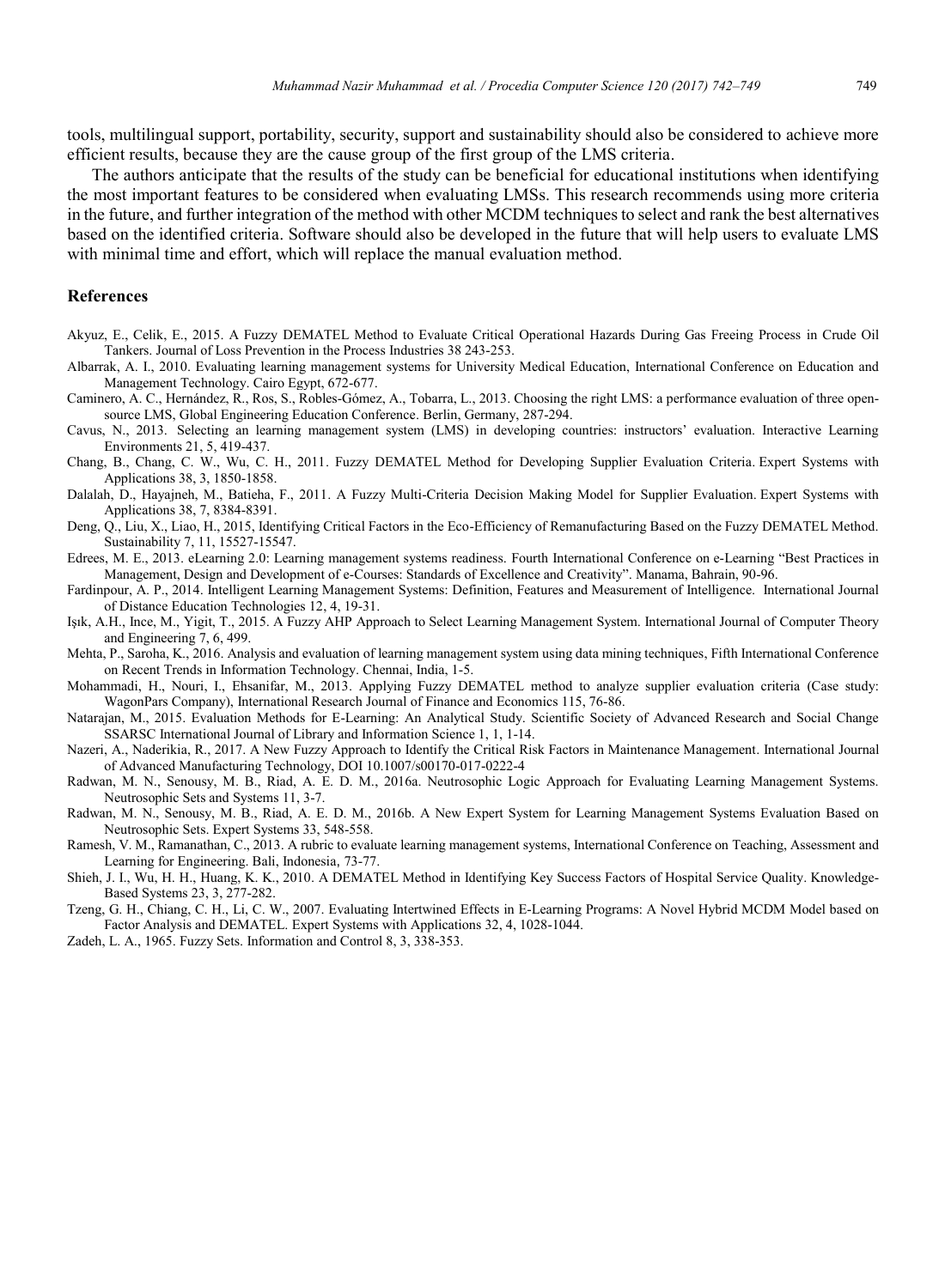tools, multilingual support, portability, security, support and sustainability should also be considered to achieve more efficient results, because they are the cause group of the first group of the LMS criteria.

The authors anticipate that the results of the study can be beneficial for educational institutions when identifying the most important features to be considered when evaluating LMSs. This research recommends using more criteria in the future, and further integration of the method with other MCDM techniques to select and rank the best alternatives based on the identified criteria. Software should also be developed in the future that will help users to evaluate LMS with minimal time and effort, which will replace the manual evaluation method.

## References

Akyuz, E., Celik, E., 2015. A Fuzzy DEMATEL Method to Evaluate Critical Operational Hazards During Gas Freeing Process in Crude Oil Tankers. Journal of Loss Prevention in the Process Industries 38 243-253.

Albarrak, A. I., 2010. Evaluating learning management systems for University Medical Education, International Conference on Education and Management Technology. Cairo Egypt, 672-677.

Caminero, A. C., Hernández, R., Ros, S., Robles-Gómez, A., Tobarra, L., 2013. Choosing the right LMS: a performance evaluation of three open-source LMS, Global Engineering Education Conference. Berlin, Germany, 287-294.

Cavus, N., 2013. Selecting an learning management system (LMS) in developing countries: instructors' evaluation. Interactive Learning Environments 21, 5, 419-437.

Chang, B., Chang, C. W., Wu, C. H., 2011. Fuzzy DEMATEL Method for Developing Supplier Evaluation Criteria. Expert Systems with Applications 38, 3, 1850-1858.

Dalalah, D., Hayajneh, M., Batieha, F., 2011. A Fuzzy Multi-Criteria Decision Making Model for Supplier Evaluation. Expert Systems with Applications 38, 7, 8384-8391.

Deng, Q., Liu, X., Liao, H., 2015, Identifying Critical Factors in the Eco-Efficiency of Remanufacturing Based on the Fuzzy DEMATEL Method. Sustainability 7, 11, 15527-15547.

Edrees, M. E., 2013. eLearning 2.0: Learning management systems readiness. Fourth International Conference on e-Learning "Best Practices in Management, Design and Development of e-Courses: Standards of Excellence and Creativity". Manama, Bahrain, 90-96.

Fardinpour, A. P., 2014. Intelligent Learning Management Systems: Definition, Features and Measurement of Intelligence. International Journal of Distance Education Technologies 12, 4, 19-31.

Işık, A.H., Ince, M., Yigit, T., 2015. A Fuzzy AHP Approach to Select Learning Management System. International Journal of Computer Theory and Engineering 7, 6, 499.

Mehta, P., Saroha, K., 2016. Analysis and evaluation of learning management system using data mining techniques, Fifth International Conference on Recent Trends in Information Technology. Chennai, India, 1-5.

Mohammadi, H., Nouri, I., Ehsanifar, M., 2013. Applying Fuzzy DEMATEL method to analyze supplier evaluation criteria (Case study: WagonPars Company), International Research Journal of Finance and Economics 115, 76-86.

Natarajan, M., 2015. Evaluation Methods for E-Learning: An Analytical Study. Scientific Society of Advanced Research and Social Change SSARSC International Journal of Library and Information Science 1, 1, 1-14.

Nazeri, A., Naderikia, R., 2017. A New Fuzzy Approach to Identify the Critical Risk Factors in Maintenance Management. International Journal of Advanced Manufacturing Technology, DOI 10.1007/s00170-017-0222-4

Radwan, M. N., Senousy, M. B., Riad, A. E. D. M., 2016a. Neutrosophic Logic Approach for Evaluating Learning Management Systems. Neutrosophic Sets and Systems 11, 3-7.

Radwan, M. N., Senousy, M. B., Riad, A. E. D. M., 2016b. A New Expert System for Learning Management Systems Evaluation Based on Neutrosophic Sets. Expert Systems 33, 548-558.

Ramesh, V. M., Ramanathan, C., 2013. A rubric to evaluate learning management systems, International Conference on Teaching, Assessment and Learning for Engineering. Bali, Indonesia, 73-77.

Shieh, J. I., Wu, H. H., Huang, K. K., 2010. A DEMATEL Method in Identifying Key Success Factors of Hospital Service Quality. Knowledge-Based Systems 23, 3, 277-282.

Tzeng, G. H., Chiang, C. H., Li, C. W., 2007. Evaluating Intertwined Effects in E-Learning Programs: A Novel Hybrid MCDM Model based on Factor Analysis and DEMATEL. Expert Systems with Applications 32, 4, 1028-1044.

Zadeh, L. A., 1965. Fuzzy Sets. Information and Control 8, 3, 338-353.